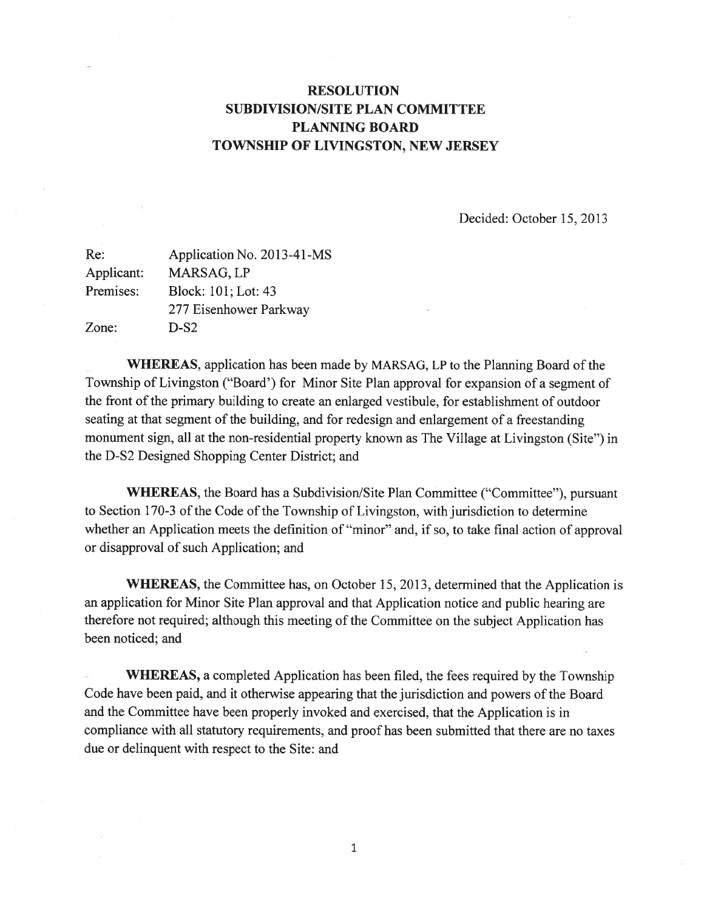# RESOLUTION
# SUBDIVISION/SITE PLAN COMMITTEE
# PLANNING BOARD
# TOWNSHIP OF LIVINGSTON, NEW JERSEY

Decided: October 15, 2013

| | |
|---|---|
| Re: | Application No. 2013-41-MS |
| Applicant: | MARSAG, LP |
| Premises: | Block: 101; Lot: 43<br>277 Eisenhower Parkway |
| Zone: | D-S2 |

**WHEREAS**, application has been made by MARSAG, LP to the Planning Board of the Township of Livingston ("Board') for Minor Site Plan approval for expansion of a segment of the front of the primary building to create an enlarged vestibule, for establishment of outdoor seating at that segment of the building, and for redesign and enlargement of a freestanding monument sign, all at the non-residential property known as The Village at Livingston (Site") in the D-S2 Designed Shopping Center District; and

**WHEREAS**, the Board has a Subdivision/Site Plan Committee ("Committee"), pursuant to Section 170-3 of the Code of the Township of Livingston, with jurisdiction to determine whether an Application meets the definition of "minor" and, if so, to take final action of approval or disapproval of such Application; and

**WHEREAS,** the Committee has, on October 15, 2013, determined that the Application is an application for Minor Site Plan approval and that Application notice and public hearing are therefore not required; although this meeting of the Committee on the subject Application has been noticed; and

**WHEREAS,** a completed Application has been filed, the fees required by the Township Code have been paid, and it otherwise appearing that the jurisdiction and powers of the Board and the Committee have been properly invoked and exercised, that the Application is in compliance with all statutory requirements, and proof has been submitted that there are no taxes due or delinquent with respect to the Site: and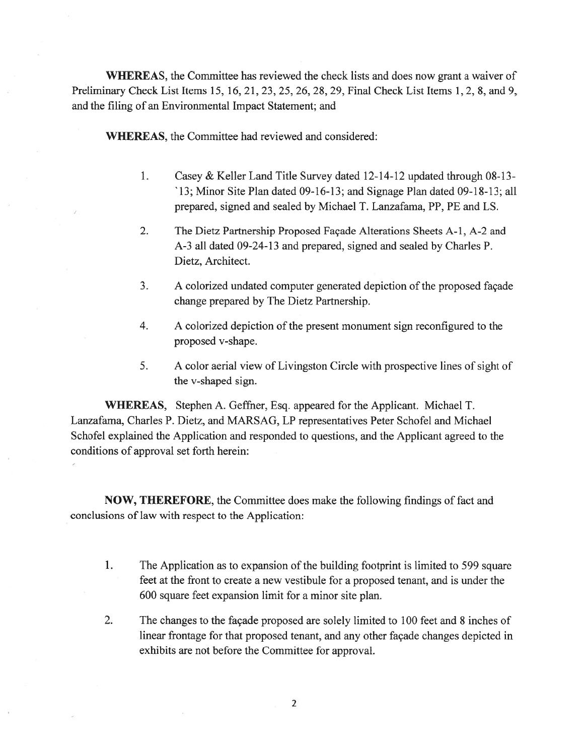**WHEREAS**, the Committee has reviewed the check lists and does now grant a waiver of Preliminary Check List Items 15, 16, 21, 23, 25, 26, 28, 29, Final Check List Items 1, 2, 8, and 9, and the filing of an Environmental Impact Statement; and

**WHEREAS**, the Committee had reviewed and considered:

1. Casey & Keller Land Title Survey dated 12-14-12 updated through 08-13-`13; Minor Site Plan dated 09-16-13; and Signage Plan dated 09-18-13; all prepared, signed and sealed by Michael T. Lanzafama, PP, PE and LS.

2. The Dietz Partnership Proposed Façade Alterations Sheets A-1, A-2 and A-3 all dated 09-24-13 and prepared, signed and sealed by Charles P. Dietz, Architect.

3. A colorized undated computer generated depiction of the proposed façade change prepared by The Dietz Partnership.

4. A colorized depiction of the present monument sign reconfigured to the proposed v-shape.

5. A color aerial view of Livingston Circle with prospective lines of sight of the v-shaped sign.

**WHEREAS**, Stephen A. Geffner, Esq. appeared for the Applicant. Michael T. Lanzafama, Charles P. Dietz, and MARSAG, LP representatives Peter Schofel and Michael Schofel explained the Application and responded to questions, and the Applicant agreed to the conditions of approval set forth herein:

**NOW, THEREFORE**, the Committee does make the following findings of fact and conclusions of law with respect to the Application:

1. The Application as to expansion of the building footprint is limited to 599 square feet at the front to create a new vestibule for a proposed tenant, and is under the 600 square feet expansion limit for a minor site plan.

2. The changes to the façade proposed are solely limited to 100 feet and 8 inches of linear frontage for that proposed tenant, and any other façade changes depicted in exhibits are not before the Committee for approval.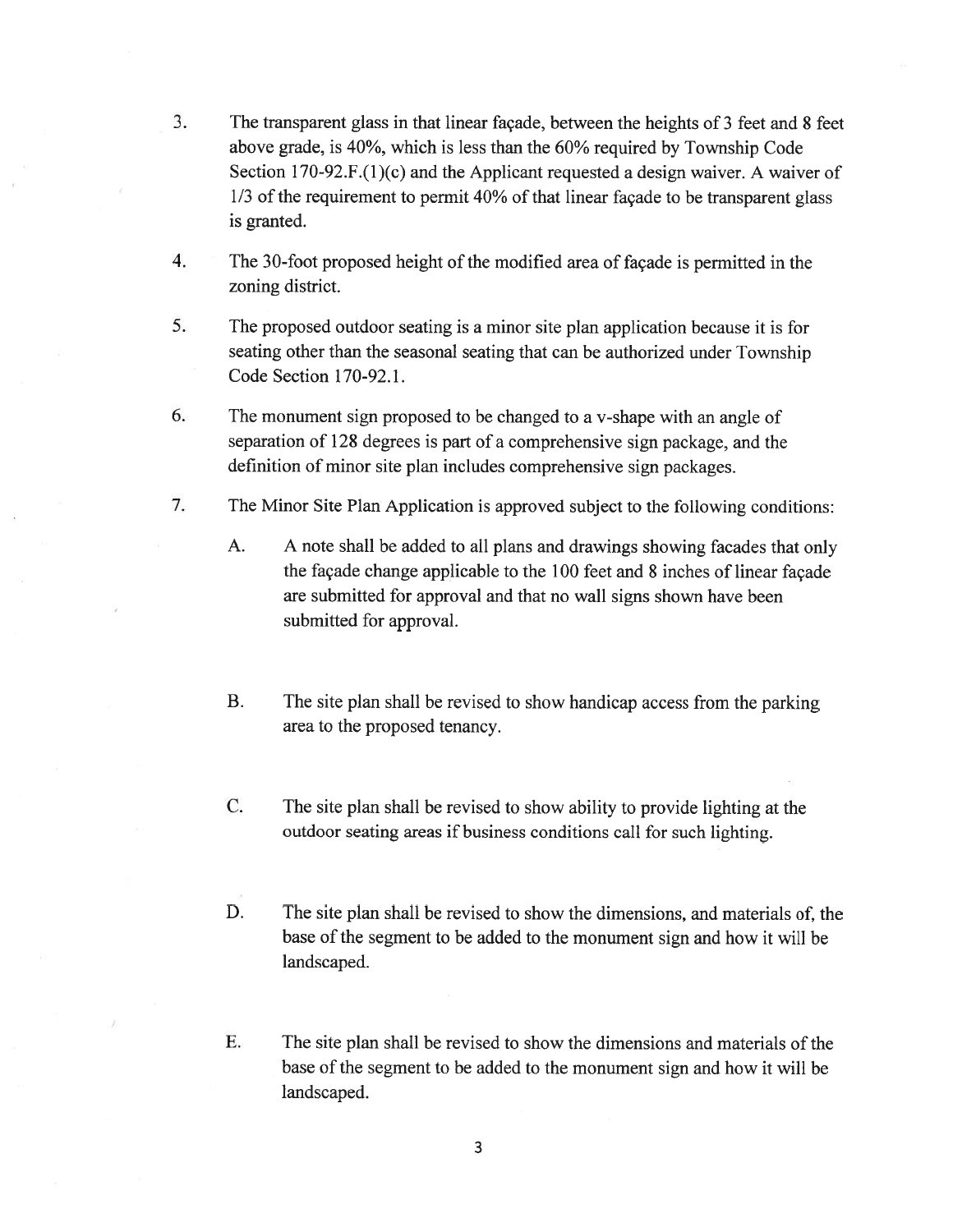3. The transparent glass in that linear façade, between the heights of 3 feet and 8 feet above grade, is 40%, which is less than the 60% required by Township Code Section 170-92.F.(1)(c) and the Applicant requested a design waiver. A waiver of 1/3 of the requirement to permit 40% of that linear façade to be transparent glass is granted.

4. The 30-foot proposed height of the modified area of façade is permitted in the zoning district.

5. The proposed outdoor seating is a minor site plan application because it is for seating other than the seasonal seating that can be authorized under Township Code Section 170-92.1.

6. The monument sign proposed to be changed to a v-shape with an angle of separation of 128 degrees is part of a comprehensive sign package, and the definition of minor site plan includes comprehensive sign packages.

7. The Minor Site Plan Application is approved subject to the following conditions:

   A. A note shall be added to all plans and drawings showing facades that only the façade change applicable to the 100 feet and 8 inches of linear façade are submitted for approval and that no wall signs shown have been submitted for approval.

   B. The site plan shall be revised to show handicap access from the parking area to the proposed tenancy.

   C. The site plan shall be revised to show ability to provide lighting at the outdoor seating areas if business conditions call for such lighting.

   D. The site plan shall be revised to show the dimensions, and materials of, the base of the segment to be added to the monument sign and how it will be landscaped.

   E. The site plan shall be revised to show the dimensions and materials of the base of the segment to be added to the monument sign and how it will be landscaped.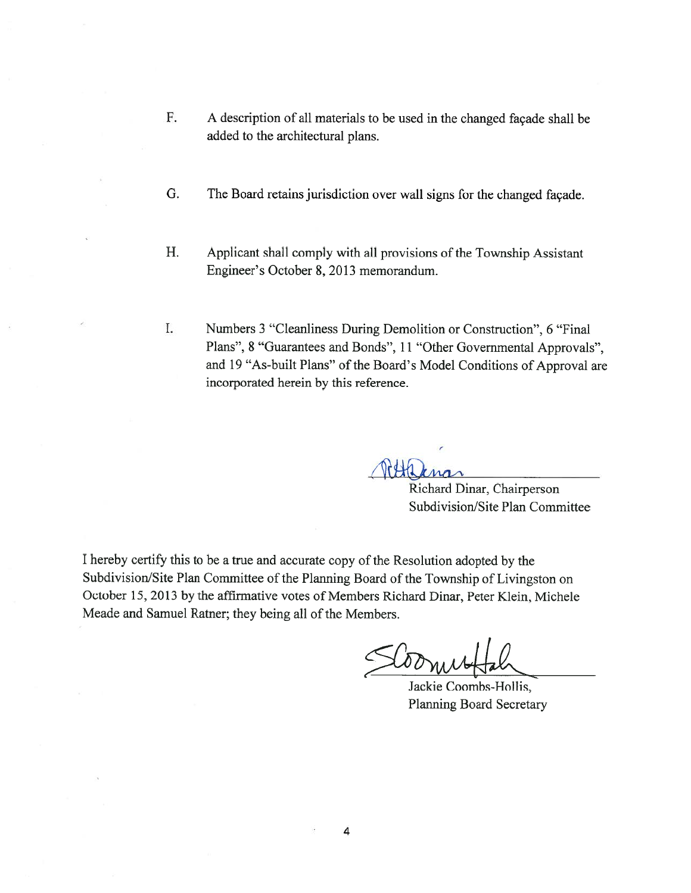F. A description of all materials to be used in the changed façade shall be added to the architectural plans.

G. The Board retains jurisdiction over wall signs for the changed façade.

H. Applicant shall comply with all provisions of the Township Assistant Engineer's October 8, 2013 memorandum.

I. Numbers 3 "Cleanliness During Demolition or Construction", 6 "Final Plans", 8 "Guarantees and Bonds", 11 "Other Governmental Approvals", and 19 "As-built Plans" of the Board's Model Conditions of Approval are incorporated herein by this reference.

Richard Dinar, Chairperson
Subdivision/Site Plan Committee

I hereby certify this to be a true and accurate copy of the Resolution adopted by the Subdivision/Site Plan Committee of the Planning Board of the Township of Livingston on October 15, 2013 by the affirmative votes of Members Richard Dinar, Peter Klein, Michele Meade and Samuel Ratner; they being all of the Members.

Jackie Coombs-Hollis,
Planning Board Secretary